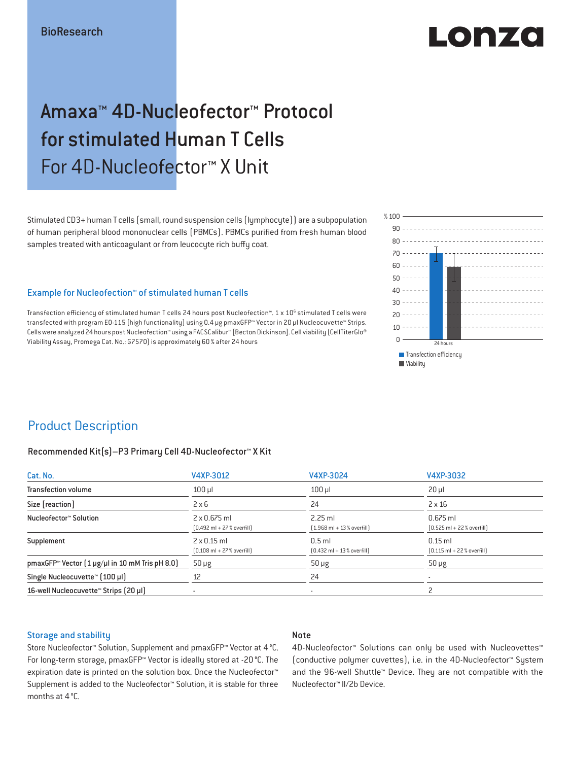BioResearch

# Amaxa™ 4D-Nucleofector™ Protocol for stimulated Human T Cells
## For 4D-Nucleofector™ X Unit

Stimulated CD3+ human T cells (small, round suspension cells (lymphocyte)) are a subpopulation of human peripheral blood mononuclear cells (PBMCs). PBMCs purified from fresh human blood samples treated with anticoagulant or from leucocyte rich buffy coat.

### Example for Nucleofection™ of stimulated human T cells

Transfection efficiency of stimulated human T cells 24 hours post Nucleofection™. 1 x $10^6$ stimulated T cells were transfected with program EO-115 (high functionality) using 0.4 µg pmaxGFP™ Vector in 20 µl Nucleocuvette™ Strips. Cells were analyzed 24 hours post Nucleofection™ using a FACSCalibur™ [Becton Dickinson]. Cell viability (CellTiterGlo® Viability Assay, Promega Cat. No.: G7570) is approximately 60% after 24 hours

% 100, 90, 80, 70, 60, 50, 40, 30, 20, 10, 0

24 hours

Transfection efficiency
Viability

## Product Description

### Recommended Kit(s)–P3 Primary Cell 4D-Nucleofector™ X Kit

| Cat. No. | V4XP-3012 | V4XP-3024 | V4XP-3032 |
|---|---|---|---|
| Transfection volume | 100 µl | 100 µl | 20 µl |
| Size [reaction] | 2 x 6 | 24 | 2 x 16 |
| Nucleofector™ Solution | 2 x 0.675 ml (0.492 ml + 27% overfill) | 2.25 ml (1.968 ml + 13% overfill) | 0.675 ml (0.525 ml + 22% overfill) |
| Supplement | 2 x 0.15 ml (0.108 ml + 27% overfill) | 0.5 ml (0.432 ml + 13% overfill) | 0.15 ml (0.115 ml + 22% overfill) |
| pmaxGFP™ Vector (1 µg/µl in 10 mM Tris pH 8.0) | 50 µg | 50 µg | 50 µg |
| Single Nucleocuvette™ (100 µl) | 12 | 24 | - |
| 16-well Nucleocuvette™ Strips (20 µl) | - | - | 2 |

### Storage and stability

Store Nucleofector™ Solution, Supplement and pmaxGFP™ Vector at 4°C. For long-term storage, pmaxGFP™ Vector is ideally stored at -20°C. The expiration date is printed on the solution box. Once the Nucleofector™ Supplement is added to the Nucleofector™ Solution, it is stable for three months at 4°C.

### Note

4D-Nucleofector™ Solutions can only be used with Nucleovettes™ (conductive polymer cuvettes), i.e. in the 4D-Nucleofector™ System and the 96-well Shuttle™ Device. They are not compatible with the Nucleofector™ II/2b Device.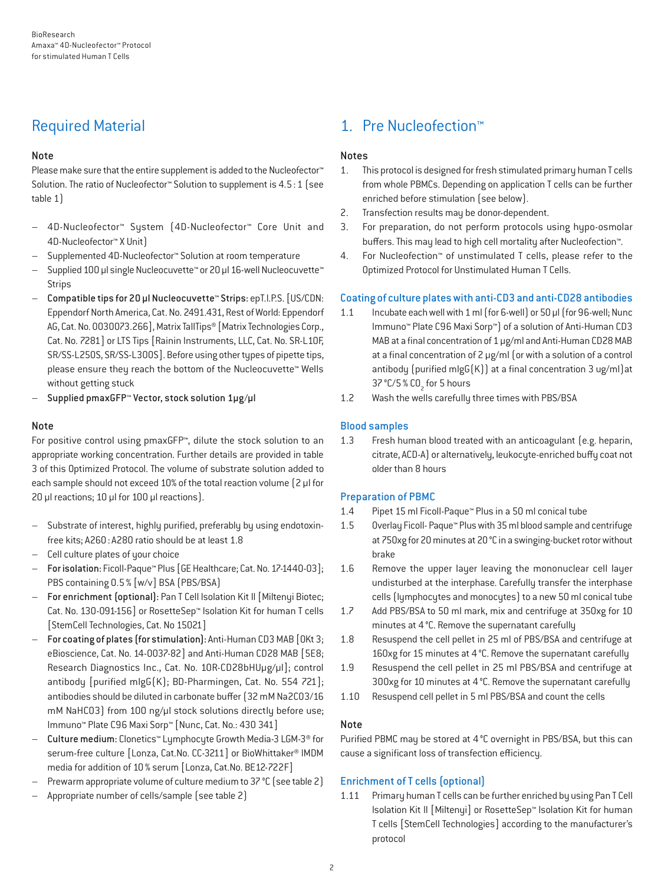## Required Material

### Note

Please make sure that the entire supplement is added to the Nucleofector™ Solution. The ratio of Nucleofector™ Solution to supplement is 4.5 : 1 (see table 1)

- 4D-Nucleofector™ System (4D-Nucleofector™ Core Unit and 4D-Nucleofector™ X Unit)
- Supplemented 4D-Nucleofector™ Solution at room temperature
- Supplied 100 µl single Nucleocuvette™ or 20 µl 16-well Nucleocuvette™ Strips
- **Compatible tips for 20 µl Nucleocuvette™ Strips:** epT.I.P.S. [US/CDN: Eppendorf North America, Cat. No. 2491.431, Rest of World: Eppendorf AG, Cat. No. 0030073.266], Matrix TallTips® [Matrix Technologies Corp., Cat. No. 7281] or LTS Tips [Rainin Instruments, LLC, Cat. No. SR-L10F, SR/SS-L250S, SR/SS-L300S]. Before using other types of pipette tips, please ensure they reach the bottom of the Nucleocuvette™ Wells without getting stuck
- **Supplied pmaxGFP™ Vector, stock solution 1µg/µl**

### Note

For positive control using pmaxGFP™, dilute the stock solution to an appropriate working concentration. Further details are provided in table 3 of this Optimized Protocol. The volume of substrate solution added to each sample should not exceed 10% of the total reaction volume (2 µl for 20 µl reactions; 10 µl for 100 µl reactions).

- Substrate of interest, highly purified, preferably by using endotoxin-free kits; A260 : A280 ratio should be at least 1.8
- Cell culture plates of your choice
- **For isolation:** Ficoll-Paque™ Plus [GE Healthcare; Cat. No. 17-1440-03]; PBS containing 0.5 % [w/v] BSA (PBS/BSA)
- **For enrichment (optional):** Pan T Cell Isolation Kit II [Miltenyi Biotec; Cat. No. 130-091-156] or RosetteSep™ Isolation Kit for human T cells [StemCell Technologies, Cat. No 15021]
- **For coating of plates (for stimulation):** Anti-Human CD3 MAB [OKt 3; eBioscience, Cat. No. 14-0037-82] and Anti-Human CD28 MAB [5E8; Research Diagnostics Inc., Cat. No. 10R-CD28bHUµg/µl]; control antibody [purified mIgG(K); BD-Pharmingen, Cat. No. 554 721]; antibodies should be diluted in carbonate buffer (32 mM $Na_2CO_3$/16 mM $NaHCO_3$) from 100 ng/µl stock solutions directly before use; Immuno™ Plate C96 Maxi Sorp™ [Nunc, Cat. No.: 430 341]
- **Culture medium:** Clonetics™ Lymphocyte Growth Media-3 LGM-3® for serum-free culture [Lonza, Cat.No. CC-3211] or BioWhittaker® IMDM media for addition of 10 % serum [Lonza, Cat.No. BE12-722F]
- Prewarm appropriate volume of culture medium to 37 °C (see table 2)
- Appropriate number of cells/sample (see table 2)

## 1. Pre Nucleofection™

### Notes

1. This protocol is designed for fresh stimulated primary human T cells from whole PBMCs. Depending on application T cells can be further enriched before stimulation (see below).
2. Transfection results may be donor-dependent.
3. For preparation, do not perform protocols using hypo-osmolar buffers. This may lead to high cell mortality after Nucleofection™.
4. For Nucleofection™ of unstimulated T cells, please refer to the Optimized Protocol for Unstimulated Human T Cells.

### Coating of culture plates with anti-CD3 and anti-CD28 antibodies

1.1 Incubate each well with 1 ml (for 6-well) or 50 µl (for 96-well; Nunc Immuno™ Plate C96 Maxi Sorp™) of a solution of Anti-Human CD3 MAB at a final concentration of 1 µg/ml and Anti-Human CD28 MAB at a final concentration of 2 µg/ml (or with a solution of a control antibody (purified mIgG(K)) at a final concentration 3 ug/ml) at 37 °C/5 % $CO_2$ for 5 hours

1.2 Wash the wells carefully three times with PBS/BSA

### Blood samples

1.3 Fresh human blood treated with an anticoagulant (e.g. heparin, citrate, ACD-A) or alternatively, leukocyte-enriched buffy coat not older than 8 hours

### Preparation of PBMC

1.4 Pipet 15 ml Ficoll-Paque™ Plus in a 50 ml conical tube

1.5 Overlay Ficoll- Paque™ Plus with 35 ml blood sample and centrifuge at 750xg for 20 minutes at 20 °C in a swinging-bucket rotor without brake

1.6 Remove the upper layer leaving the mononuclear cell layer undisturbed at the interphase. Carefully transfer the interphase cells (lymphocytes and monocytes) to a new 50 ml conical tube

1.7 Add PBS/BSA to 50 ml mark, mix and centrifuge at 350xg for 10 minutes at 4 °C. Remove the supernatant carefully

1.8 Resuspend the cell pellet in 25 ml of PBS/BSA and centrifuge at 160xg for 15 minutes at 4 °C. Remove the supernatant carefully

1.9 Resuspend the cell pellet in 25 ml PBS/BSA and centrifuge at 300xg for 10 minutes at 4 °C. Remove the supernatant carefully

1.10 Resuspend cell pellet in 5 ml PBS/BSA and count the cells

### Note

Purified PBMC may be stored at 4 °C overnight in PBS/BSA, but this can cause a significant loss of transfection efficiency.

### Enrichment of T cells (optional)

1.11 Primary human T cells can be further enriched by using Pan T Cell Isolation Kit II [Miltenyi] or RosetteSep™ Isolation Kit for human T cells [StemCell Technologies] according to the manufacturer's protocol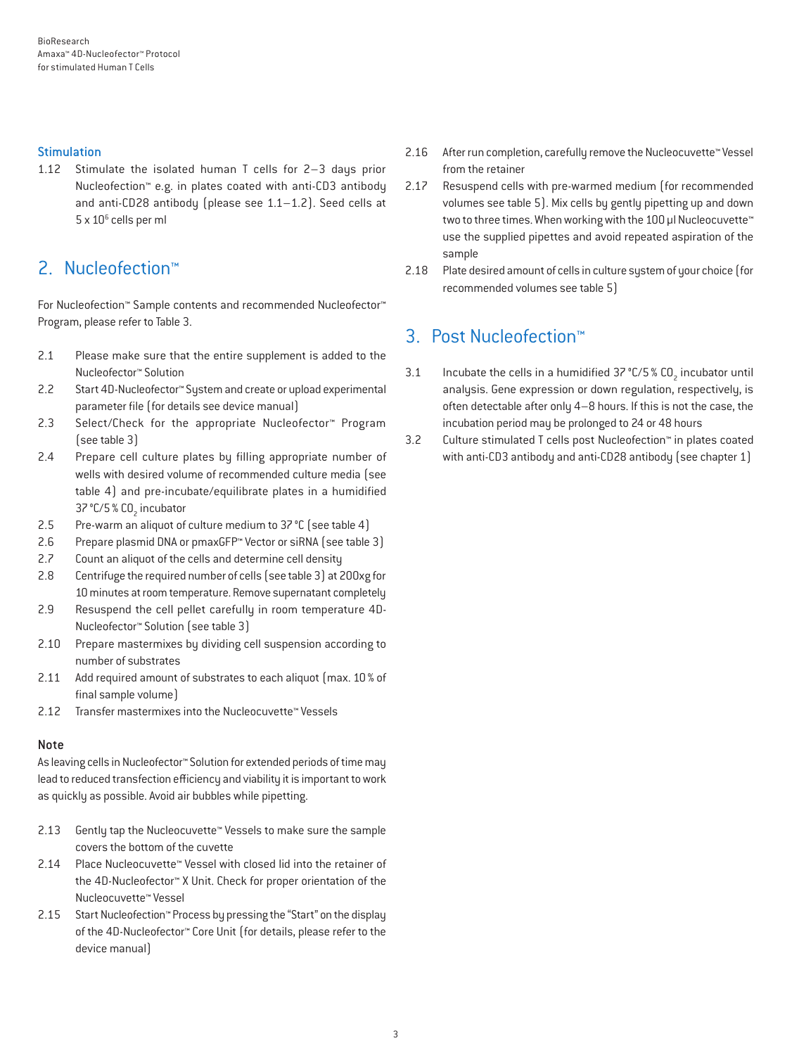### Stimulation

1.12 Stimulate the isolated human T cells for 2–3 days prior Nucleofection™ e.g. in plates coated with anti-CD3 antibody and anti-CD28 antibody (please see 1.1–1.2). Seed cells at 5 x $10^6$ cells per ml

## 2. Nucleofection™

For Nucleofection™ Sample contents and recommended Nucleofector™ Program, please refer to Table 3.

2.1 Please make sure that the entire supplement is added to the Nucleofector™ Solution

2.2 Start 4D-Nucleofector™ System and create or upload experimental parameter file (for details see device manual)

2.3 Select/Check for the appropriate Nucleofector™ Program (see table 3)

2.4 Prepare cell culture plates by filling appropriate number of wells with desired volume of recommended culture media (see table 4) and pre-incubate/equilibrate plates in a humidified 37 °C/5 % $CO_2$ incubator

2.5 Pre-warm an aliquot of culture medium to 37 °C (see table 4)

2.6 Prepare plasmid DNA or pmaxGFP™ Vector or siRNA (see table 3)

2.7 Count an aliquot of the cells and determine cell density

2.8 Centrifuge the required number of cells (see table 3) at 200xg for 10 minutes at room temperature. Remove supernatant completely

2.9 Resuspend the cell pellet carefully in room temperature 4D-Nucleofector™ Solution (see table 3)

2.10 Prepare mastermixes by dividing cell suspension according to number of substrates

2.11 Add required amount of substrates to each aliquot (max. 10 % of final sample volume)

2.12 Transfer mastermixes into the Nucleocuvette™ Vessels

### Note

As leaving cells in Nucleofector™ Solution for extended periods of time may lead to reduced transfection efficiency and viability it is important to work as quickly as possible. Avoid air bubbles while pipetting.

2.13 Gently tap the Nucleocuvette™ Vessels to make sure the sample covers the bottom of the cuvette

2.14 Place Nucleocuvette™ Vessel with closed lid into the retainer of the 4D-Nucleofector™ X Unit. Check for proper orientation of the Nucleocuvette™ Vessel

2.15 Start Nucleofection™ Process by pressing the "Start" on the display of the 4D-Nucleofector™ Core Unit (for details, please refer to the device manual)

2.16 After run completion, carefully remove the Nucleocuvette™ Vessel from the retainer

2.17 Resuspend cells with pre-warmed medium (for recommended volumes see table 5). Mix cells by gently pipetting up and down two to three times. When working with the 100 µl Nucleocuvette™ use the supplied pipettes and avoid repeated aspiration of the sample

2.18 Plate desired amount of cells in culture system of your choice (for recommended volumes see table 5)

## 3. Post Nucleofection™

3.1 Incubate the cells in a humidified 37 °C/5 % $CO_2$ incubator until analysis. Gene expression or down regulation, respectively, is often detectable after only 4–8 hours. If this is not the case, the incubation period may be prolonged to 24 or 48 hours

3.2 Culture stimulated T cells post Nucleofection™ in plates coated with anti-CD3 antibody and anti-CD28 antibody (see chapter 1)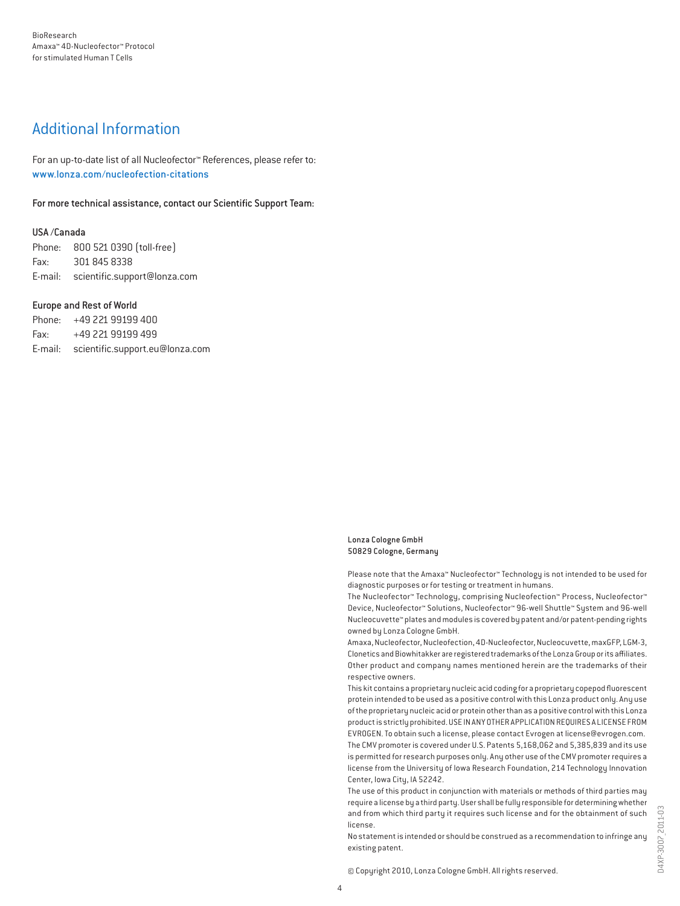## Additional Information

For an up-to-date list of all Nucleofector™ References, please refer to:
www.lonza.com/nucleofection-citations

For more technical assistance, contact our Scientific Support Team:

**USA /Canada**

Phone: 800 521 0390 (toll-free)
Fax: 301 845 8338
E-mail: scientific.support@lonza.com

**Europe and Rest of World**

Phone: +49 221 99199 400
Fax: +49 221 99199 499
E-mail: scientific.support.eu@lonza.com

**Lonza Cologne GmbH**
**50829 Cologne, Germany**

Please note that the Amaxa™ Nucleofector™ Technology is not intended to be used for diagnostic purposes or for testing or treatment in humans.

The Nucleofector™ Technology, comprising Nucleofection™ Process, Nucleofector™ Device, Nucleofector™ Solutions, Nucleofector™ 96-well Shuttle™ System and 96-well Nucleocuvette™ plates and modules is covered by patent and/or patent-pending rights owned by Lonza Cologne GmbH.

Amaxa, Nucleofector, Nucleofection, 4D-Nucleofector, Nucleocuvette, maxGFP, LGM-3, Clonetics and Biowhitakker are registered trademarks of the Lonza Group or its affiliates. Other product and company names mentioned herein are the trademarks of their respective owners.

This kit contains a proprietary nucleic acid coding for a proprietary copepod fluorescent protein intended to be used as a positive control with this Lonza product only. Any use of the proprietary nucleic acid or protein other than as a positive control with this Lonza product is strictly prohibited. USE IN ANY OTHER APPLICATION REQUIRES A LICENSE FROM EVROGEN. To obtain such a license, please contact Evrogen at license@evrogen.com.

The CMV promoter is covered under U.S. Patents 5,168,062 and 5,385,839 and its use is permitted for research purposes only. Any other use of the CMV promoter requires a license from the University of Iowa Research Foundation, 214 Technology Innovation Center, Iowa City, IA 52242.

The use of this product in conjunction with materials or methods of third parties may require a license by a third party. User shall be fully responsible for determining whether and from which third party it requires such license and for the obtainment of such license.

No statement is intended or should be construed as a recommendation to infringe any existing patent.

© Copyright 2010, Lonza Cologne GmbH. All rights reserved.

D4XP-3007_2011-03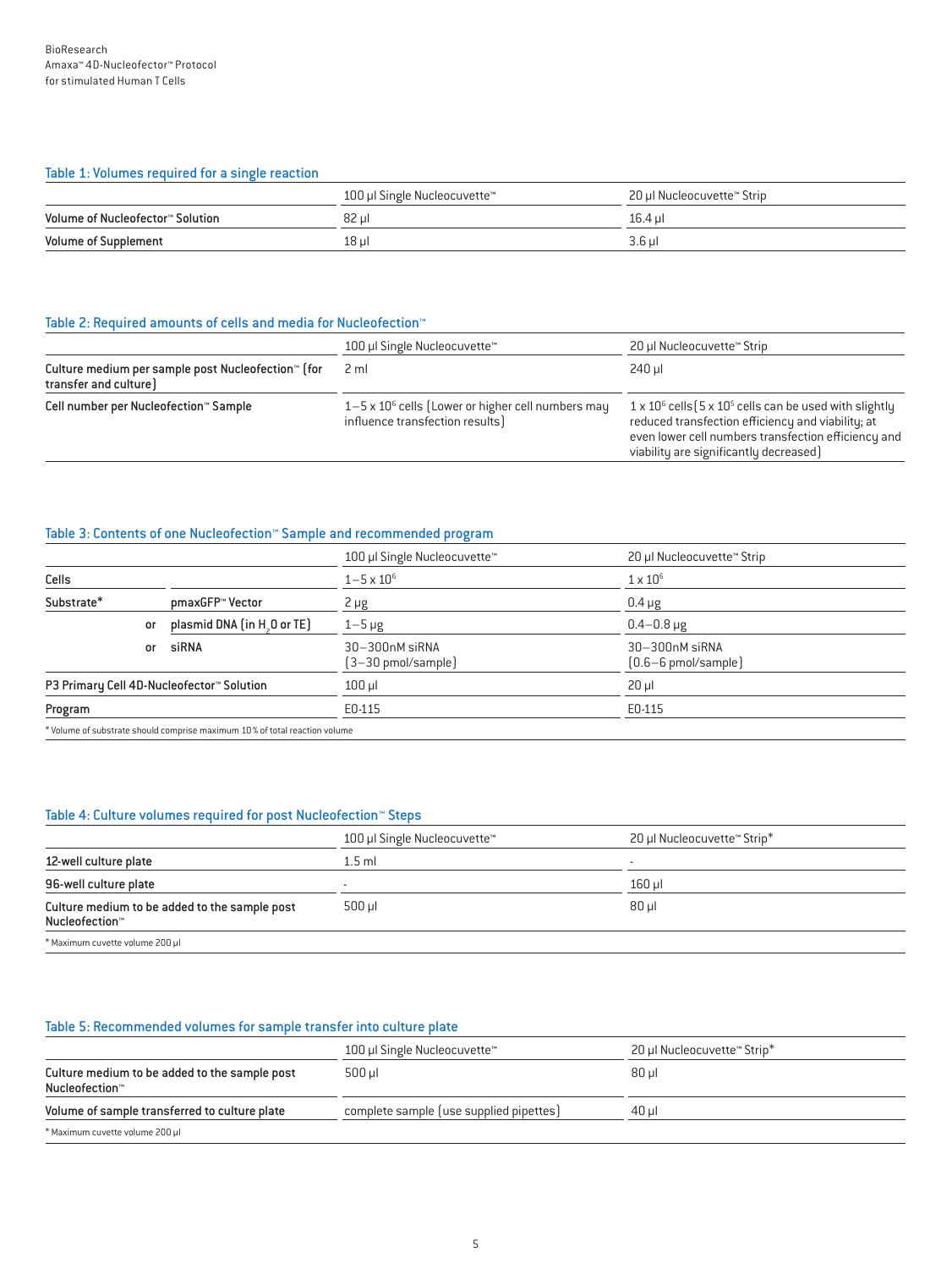## Table 1: Volumes required for a single reaction

| | 100 µl Single Nucleocuvette™ | 20 µl Nucleocuvette™ Strip |
|---|---|---|
| Volume of Nucleofector™ Solution | 82 µl | 16.4 µl |
| Volume of Supplement | 18 µl | 3.6 µl |

## Table 2: Required amounts of cells and media for Nucleofection™

| | 100 µl Single Nucleocuvette™ | 20 µl Nucleocuvette™ Strip |
|---|---|---|
| Culture medium per sample post Nucleofection™ (for transfer and culture) | 2 ml | 240 µl |
| Cell number per Nucleofection™ Sample | 1–5 x $10^6$ cells (Lower or higher cell numbers may influence transfection results) | 1 x $10^6$ cells (5 x $10^5$ cells can be used with slightly reduced transfection efficiency and viability; at even lower cell numbers transfection efficiency and viability are significantly decreased) |

## Table 3: Contents of one Nucleofection™ Sample and recommended program

| | | 100 µl Single Nucleocuvette™ | 20 µl Nucleocuvette™ Strip |
|---|---|---|---|
| Cells | | 1–5 x $10^6$ | 1 x $10^6$ |
| Substrate* | pmaxGFP™ Vector | 2 µg | 0.4 µg |
| or | plasmid DNA (in $H_2O$ or TE) | 1–5 µg | 0.4–0.8 µg |
| or | siRNA | 30–300nM siRNA (3–30 pmol/sample) | 30–300nM siRNA (0.6–6 pmol/sample) |
| P3 Primary Cell 4D-Nucleofector™ Solution | | 100 µl | 20 µl |
| Program | | EO-115 | EO-115 |

\* Volume of substrate should comprise maximum 10 % of total reaction volume

## Table 4: Culture volumes required for post Nucleofection™ Steps

| | 100 µl Single Nucleocuvette™ | 20 µl Nucleocuvette™ Strip* |
|---|---|---|
| 12-well culture plate | 1.5 ml | - |
| 96-well culture plate | - | 160 µl |
| Culture medium to be added to the sample post Nucleofection™ | 500 µl | 80 µl |

\* Maximum cuvette volume 200 µl

## Table 5: Recommended volumes for sample transfer into culture plate

| | 100 µl Single Nucleocuvette™ | 20 µl Nucleocuvette™ Strip* |
|---|---|---|
| Culture medium to be added to the sample post Nucleofection™ | 500 µl | 80 µl |
| Volume of sample transferred to culture plate | complete sample (use supplied pipettes) | 40 µl |

\* Maximum cuvette volume 200 µl